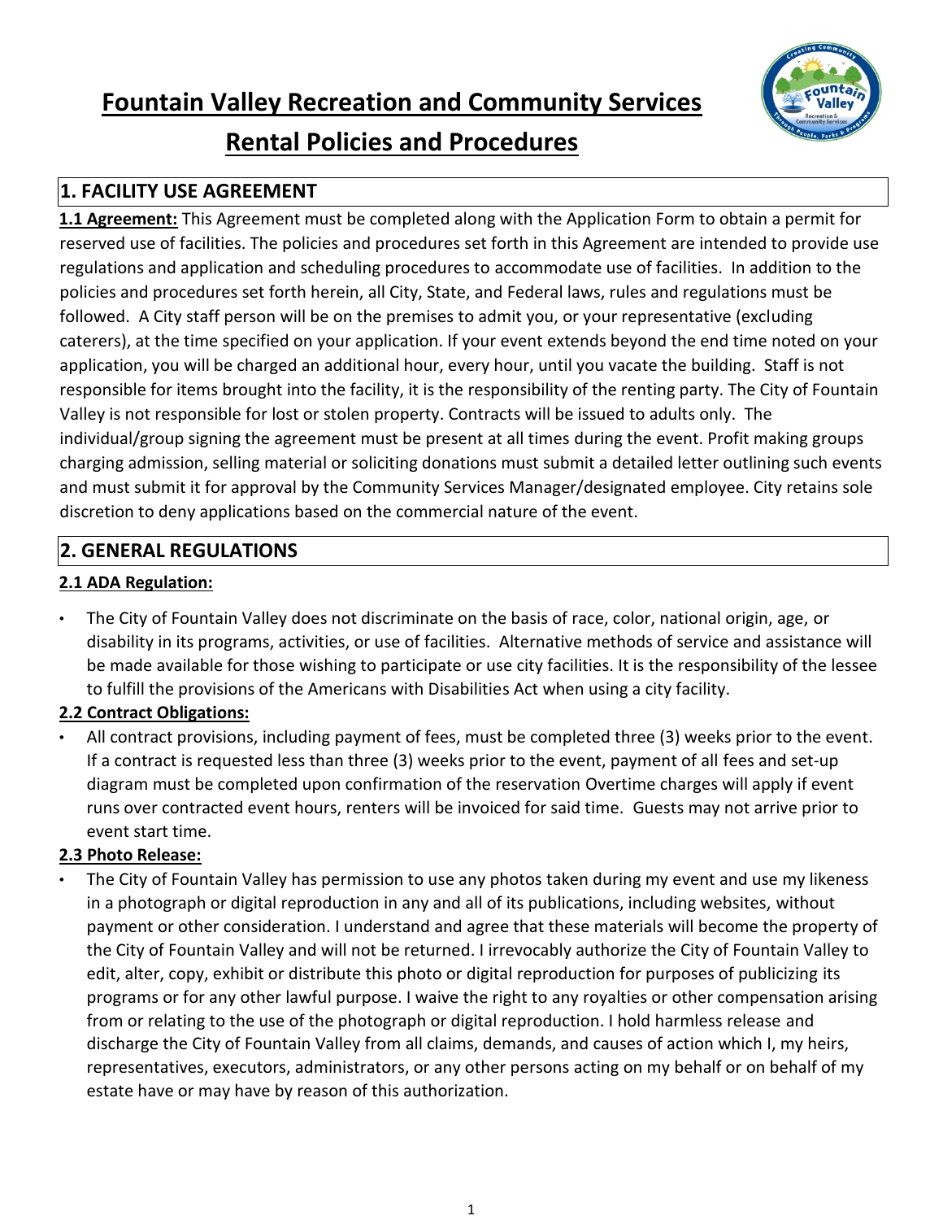# Fountain Valley Recreation and Community Services

# Rental Policies and Procedures

## 1. FACILITY USE AGREEMENT

**1.1 Agreement:** This Agreement must be completed along with the Application Form to obtain a permit for reserved use of facilities. The policies and procedures set forth in this Agreement are intended to provide use regulations and application and scheduling procedures to accommodate use of facilities. In addition to the policies and procedures set forth herein, all City, State, and Federal laws, rules and regulations must be followed. A City staff person will be on the premises to admit you, or your representative (excluding caterers), at the time specified on your application. If your event extends beyond the end time noted on your application, you will be charged an additional hour, every hour, until you vacate the building. Staff is not responsible for items brought into the facility, it is the responsibility of the renting party. The City of Fountain Valley is not responsible for lost or stolen property. Contracts will be issued to adults only. The individual/group signing the agreement must be present at all times during the event. Profit making groups charging admission, selling material or soliciting donations must submit a detailed letter outlining such events and must submit it for approval by the Community Services Manager/designated employee. City retains sole discretion to deny applications based on the commercial nature of the event.

## 2. GENERAL REGULATIONS

**2.1 ADA Regulation:**

- The City of Fountain Valley does not discriminate on the basis of race, color, national origin, age, or disability in its programs, activities, or use of facilities. Alternative methods of service and assistance will be made available for those wishing to participate or use city facilities. It is the responsibility of the lessee to fulfill the provisions of the Americans with Disabilities Act when using a city facility.

**2.2 Contract Obligations:**

- All contract provisions, including payment of fees, must be completed three (3) weeks prior to the event. If a contract is requested less than three (3) weeks prior to the event, payment of all fees and set-up diagram must be completed upon confirmation of the reservation Overtime charges will apply if event runs over contracted event hours, renters will be invoiced for said time. Guests may not arrive prior to event start time.

**2.3 Photo Release:**

- The City of Fountain Valley has permission to use any photos taken during my event and use my likeness in a photograph or digital reproduction in any and all of its publications, including websites, without payment or other consideration. I understand and agree that these materials will become the property of the City of Fountain Valley and will not be returned. I irrevocably authorize the City of Fountain Valley to edit, alter, copy, exhibit or distribute this photo or digital reproduction for purposes of publicizing its programs or for any other lawful purpose. I waive the right to any royalties or other compensation arising from or relating to the use of the photograph or digital reproduction. I hold harmless release and discharge the City of Fountain Valley from all claims, demands, and causes of action which I, my heirs, representatives, executors, administrators, or any other persons acting on my behalf or on behalf of my estate have or may have by reason of this authorization.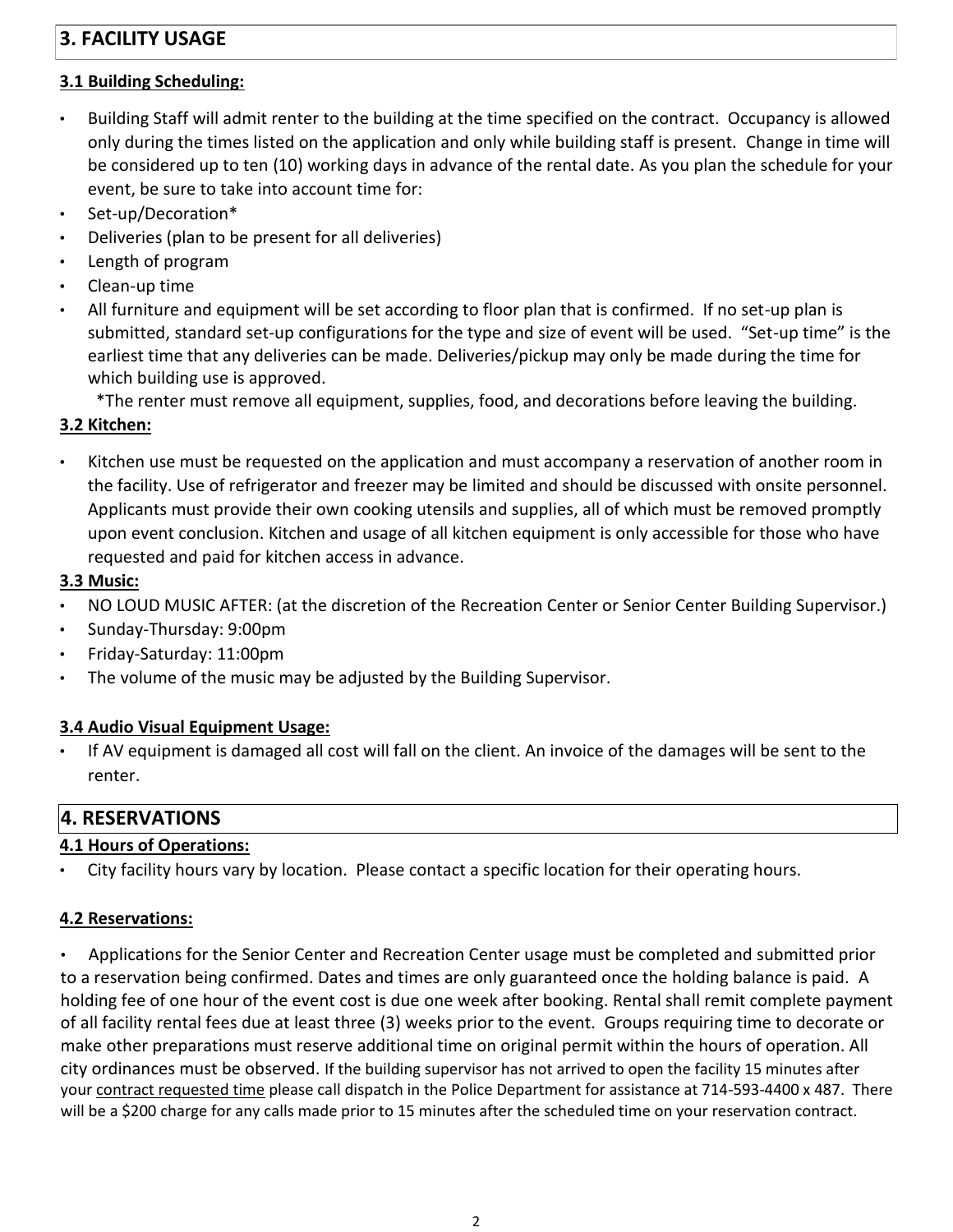## 3. FACILITY USAGE

**3.1 Building Scheduling:**

- Building Staff will admit renter to the building at the time specified on the contract. Occupancy is allowed only during the times listed on the application and only while building staff is present. Change in time will be considered up to ten (10) working days in advance of the rental date. As you plan the schedule for your event, be sure to take into account time for:
- Set-up/Decoration*
- Deliveries (plan to be present for all deliveries)
- Length of program
- Clean-up time
- All furniture and equipment will be set according to floor plan that is confirmed. If no set-up plan is submitted, standard set-up configurations for the type and size of event will be used. "Set-up time" is the earliest time that any deliveries can be made. Deliveries/pickup may only be made during the time for which building use is approved.

  *The renter must remove all equipment, supplies, food, and decorations before leaving the building.

**3.2 Kitchen:**

- Kitchen use must be requested on the application and must accompany a reservation of another room in the facility. Use of refrigerator and freezer may be limited and should be discussed with onsite personnel. Applicants must provide their own cooking utensils and supplies, all of which must be removed promptly upon event conclusion. Kitchen and usage of all kitchen equipment is only accessible for those who have requested and paid for kitchen access in advance.

**3.3 Music:**

- NO LOUD MUSIC AFTER: (at the discretion of the Recreation Center or Senior Center Building Supervisor.)
- Sunday-Thursday: 9:00pm
- Friday-Saturday: 11:00pm
- The volume of the music may be adjusted by the Building Supervisor.

**3.4 Audio Visual Equipment Usage:**

- If AV equipment is damaged all cost will fall on the client. An invoice of the damages will be sent to the renter.

## 4. RESERVATIONS

**4.1 Hours of Operations:**

- City facility hours vary by location. Please contact a specific location for their operating hours.

**4.2 Reservations:**

- Applications for the Senior Center and Recreation Center usage must be completed and submitted prior to a reservation being confirmed. Dates and times are only guaranteed once the holding balance is paid. A holding fee of one hour of the event cost is due one week after booking. Rental shall remit complete payment of all facility rental fees due at least three (3) weeks prior to the event. Groups requiring time to decorate or make other preparations must reserve additional time on original permit within the hours of operation. All city ordinances must be observed. If the building supervisor has not arrived to open the facility 15 minutes after your contract requested time please call dispatch in the Police Department for assistance at 714-593-4400 x 487. There will be a $200 charge for any calls made prior to 15 minutes after the scheduled time on your reservation contract.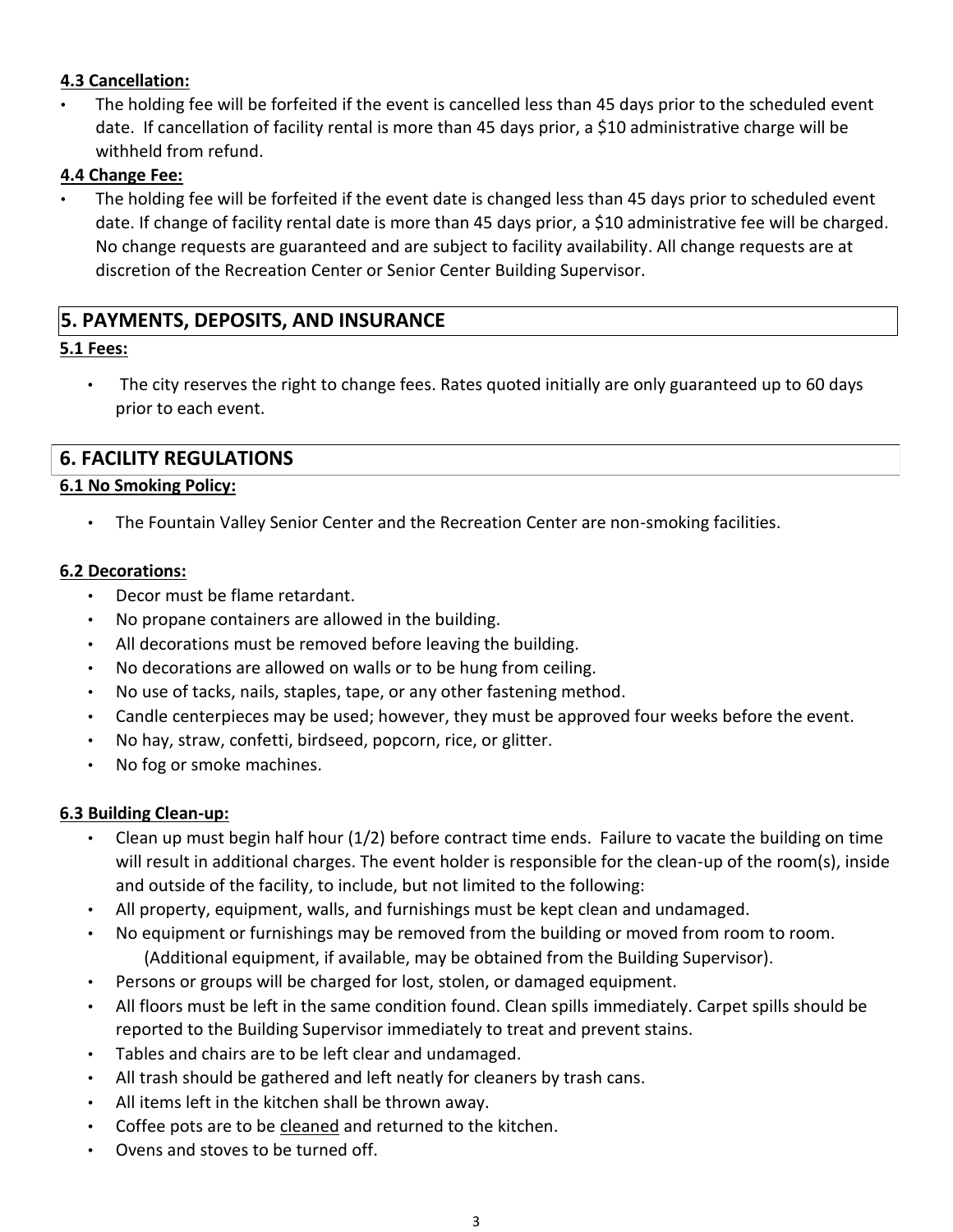**4.3 Cancellation:**

- The holding fee will be forfeited if the event is cancelled less than 45 days prior to the scheduled event date. If cancellation of facility rental is more than 45 days prior, a $10 administrative charge will be withheld from refund.

**4.4 Change Fee:**

- The holding fee will be forfeited if the event date is changed less than 45 days prior to scheduled event date. If change of facility rental date is more than 45 days prior, a $10 administrative fee will be charged. No change requests are guaranteed and are subject to facility availability. All change requests are at discretion of the Recreation Center or Senior Center Building Supervisor.

## 5. PAYMENTS, DEPOSITS, AND INSURANCE

**5.1 Fees:**

- The city reserves the right to change fees. Rates quoted initially are only guaranteed up to 60 days prior to each event.

## 6. FACILITY REGULATIONS

**6.1 No Smoking Policy:**

- The Fountain Valley Senior Center and the Recreation Center are non-smoking facilities.

**6.2 Decorations:**

- Decor must be flame retardant.
- No propane containers are allowed in the building.
- All decorations must be removed before leaving the building.
- No decorations are allowed on walls or to be hung from ceiling.
- No use of tacks, nails, staples, tape, or any other fastening method.
- Candle centerpieces may be used; however, they must be approved four weeks before the event.
- No hay, straw, confetti, birdseed, popcorn, rice, or glitter.
- No fog or smoke machines.

**6.3 Building Clean-up:**

- Clean up must begin half hour (1/2) before contract time ends. Failure to vacate the building on time will result in additional charges. The event holder is responsible for the clean-up of the room(s), inside and outside of the facility, to include, but not limited to the following:
- All property, equipment, walls, and furnishings must be kept clean and undamaged.
- No equipment or furnishings may be removed from the building or moved from room to room. (Additional equipment, if available, may be obtained from the Building Supervisor).
- Persons or groups will be charged for lost, stolen, or damaged equipment.
- All floors must be left in the same condition found. Clean spills immediately. Carpet spills should be reported to the Building Supervisor immediately to treat and prevent stains.
- Tables and chairs are to be left clear and undamaged.
- All trash should be gathered and left neatly for cleaners by trash cans.
- All items left in the kitchen shall be thrown away.
- Coffee pots are to be cleaned and returned to the kitchen.
- Ovens and stoves to be turned off.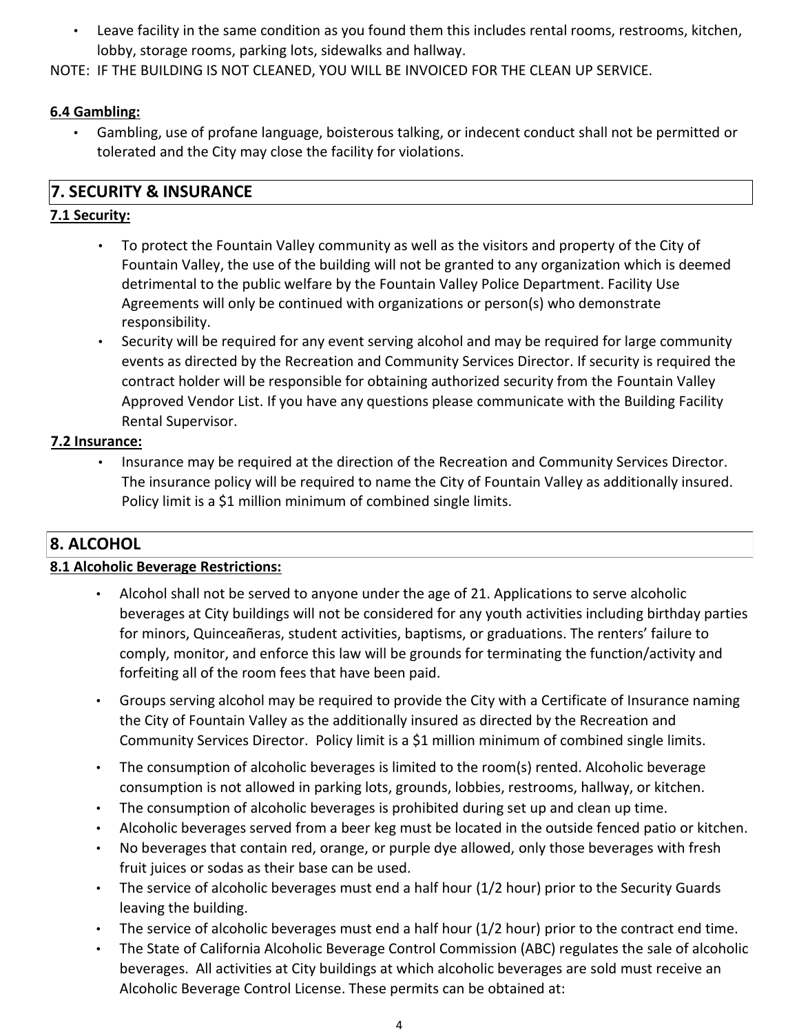- Leave facility in the same condition as you found them this includes rental rooms, restrooms, kitchen, lobby, storage rooms, parking lots, sidewalks and hallway.

NOTE: IF THE BUILDING IS NOT CLEANED, YOU WILL BE INVOICED FOR THE CLEAN UP SERVICE.

**6.4 Gambling:**

- Gambling, use of profane language, boisterous talking, or indecent conduct shall not be permitted or tolerated and the City may close the facility for violations.

## 7. SECURITY & INSURANCE

**7.1 Security:**

- To protect the Fountain Valley community as well as the visitors and property of the City of Fountain Valley, the use of the building will not be granted to any organization which is deemed detrimental to the public welfare by the Fountain Valley Police Department. Facility Use Agreements will only be continued with organizations or person(s) who demonstrate responsibility.
- Security will be required for any event serving alcohol and may be required for large community events as directed by the Recreation and Community Services Director. If security is required the contract holder will be responsible for obtaining authorized security from the Fountain Valley Approved Vendor List. If you have any questions please communicate with the Building Facility Rental Supervisor.

**7.2 Insurance:**

- Insurance may be required at the direction of the Recreation and Community Services Director. The insurance policy will be required to name the City of Fountain Valley as additionally insured. Policy limit is a $1 million minimum of combined single limits.

## 8. ALCOHOL

**8.1 Alcoholic Beverage Restrictions:**

- Alcohol shall not be served to anyone under the age of 21. Applications to serve alcoholic beverages at City buildings will not be considered for any youth activities including birthday parties for minors, Quinceañeras, student activities, baptisms, or graduations. The renters' failure to comply, monitor, and enforce this law will be grounds for terminating the function/activity and forfeiting all of the room fees that have been paid.
- Groups serving alcohol may be required to provide the City with a Certificate of Insurance naming the City of Fountain Valley as the additionally insured as directed by the Recreation and Community Services Director. Policy limit is a $1 million minimum of combined single limits.
- The consumption of alcoholic beverages is limited to the room(s) rented. Alcoholic beverage consumption is not allowed in parking lots, grounds, lobbies, restrooms, hallway, or kitchen.
- The consumption of alcoholic beverages is prohibited during set up and clean up time.
- Alcoholic beverages served from a beer keg must be located in the outside fenced patio or kitchen.
- No beverages that contain red, orange, or purple dye allowed, only those beverages with fresh fruit juices or sodas as their base can be used.
- The service of alcoholic beverages must end a half hour (1/2 hour) prior to the Security Guards leaving the building.
- The service of alcoholic beverages must end a half hour (1/2 hour) prior to the contract end time.
- The State of California Alcoholic Beverage Control Commission (ABC) regulates the sale of alcoholic beverages. All activities at City buildings at which alcoholic beverages are sold must receive an Alcoholic Beverage Control License. These permits can be obtained at: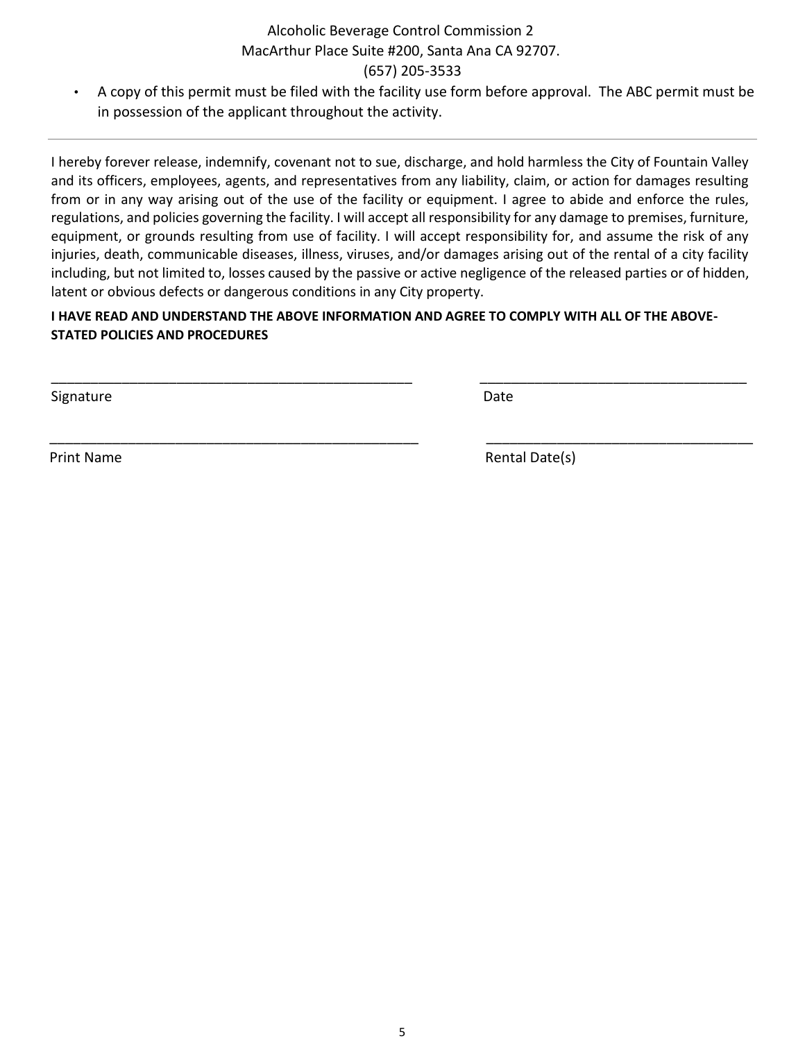Alcoholic Beverage Control Commission 2
MacArthur Place Suite #200, Santa Ana CA 92707.
(657) 205-3533

- A copy of this permit must be filed with the facility use form before approval. The ABC permit must be in possession of the applicant throughout the activity.

---

I hereby forever release, indemnify, covenant not to sue, discharge, and hold harmless the City of Fountain Valley and its officers, employees, agents, and representatives from any liability, claim, or action for damages resulting from or in any way arising out of the use of the facility or equipment. I agree to abide and enforce the rules, regulations, and policies governing the facility. I will accept all responsibility for any damage to premises, furniture, equipment, or grounds resulting from use of facility. I will accept responsibility for, and assume the risk of any injuries, death, communicable diseases, illness, viruses, and/or damages arising out of the rental of a city facility including, but not limited to, losses caused by the passive or active negligence of the released parties or of hidden, latent or obvious defects or dangerous conditions in any City property.

**I HAVE READ AND UNDERSTAND THE ABOVE INFORMATION AND AGREE TO COMPLY WITH ALL OF THE ABOVE-STATED POLICIES AND PROCEDURES**

_______________________________________________ _________________________________

Signature Date

_______________________________________________ _________________________________

Print Name Rental Date(s)